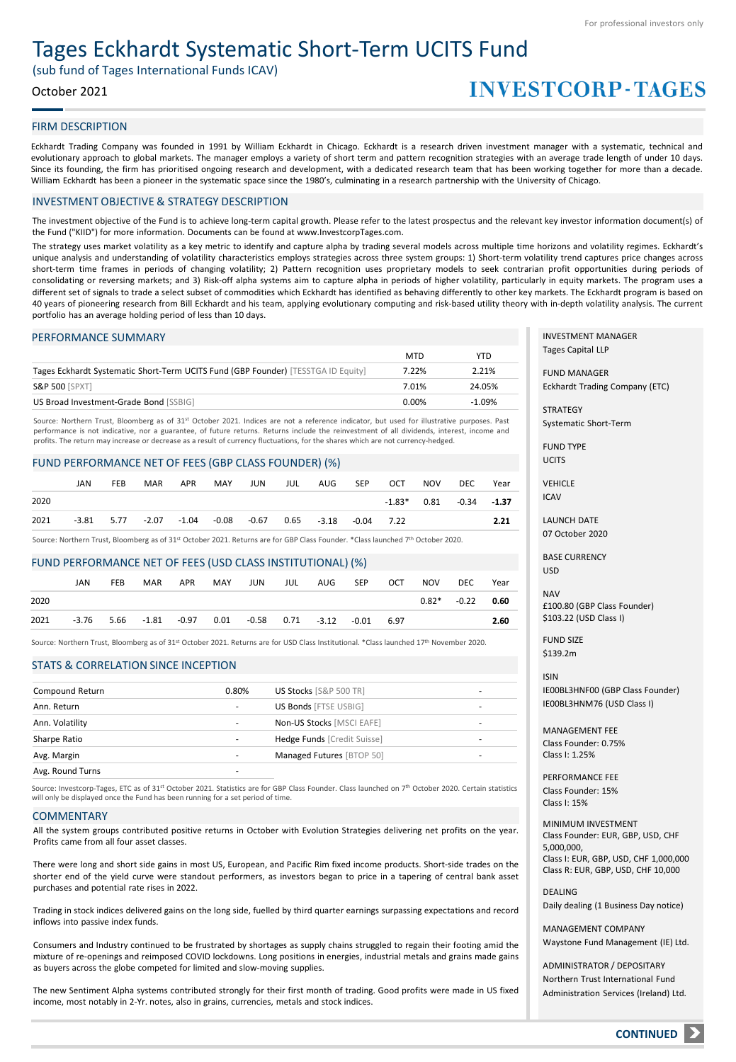For professional investors only

# Tages Eckhardt Systematic Short-Term UCITS Fund

(sub fund of Tages International Funds ICAV)

October 2021

INVESTCORP-TAGES

## FIRM DESCRIPTION

Eckhardt Trading Company was founded in 1991 by William Eckhardt in Chicago. Eckhardt is a research driven investment manager with a systematic, technical and evolutionary approach to global markets. The manager employs a variety of short term and pattern recognition strategies with an average trade length of under 10 days. Since its founding, the firm has prioritised ongoing research and development, with a dedicated research team that has been working together for more than a decade. William Eckhardt has been a pioneer in the systematic space since the 1980's, culminating in a research partnership with the University of Chicago.

## INVESTMENT OBJECTIVE & STRATEGY DESCRIPTION

The investment objective of the Fund is to achieve long-term capital growth. Please refer to the latest prospectus and the relevant key investor information document(s) of the Fund ("KIID") for more information. Documents can be found at www.InvestcorpTages.com.

The strategy uses market volatility as a key metric to identify and capture alpha by trading several models across multiple time horizons and volatility regimes. Eckhardt's unique analysis and understanding of volatility characteristics employs strategies across three system groups: 1) Short-term volatility trend captures price changes across short-term time frames in periods of changing volatility; 2) Pattern recognition uses proprietary models to seek contrarian profit opportunities during periods of consolidating or reversing markets; and 3) Risk-off alpha systems aim to capture alpha in periods of higher volatility, particularly in equity markets. The program uses a different set of signals to trade a select subset of commodities which Eckhardt has identified as behaving differently to other key markets. The Eckhardt program is based on 40 years of pioneering research from Bill Eckhardt and his team, applying evolutionary computing and risk-based utility theory with in-depth volatility analysis. The current portfolio has an average holding period of less than 10 days.

## PERFORMANCE SUMMARY

| | MTD | YTD |
|---|---|---|
| Tages Eckhardt Systematic Short-Term UCITS Fund (GBP Founder) [TESSTGA ID Equity] | 7.22% | 2.21% |
| S&P 500 [SPXT] | 7.01% | 24.05% |
| US Broad Investment-Grade Bond [SSBIG] | 0.00% | -1.09% |

Source: Northern Trust, Bloomberg as of 31st October 2021. Indices are not a reference indicator, but used for illustrative purposes. Past performance is not indicative, nor a guarantee, of future returns. Returns include the reinvestment of all dividends, interest, income and profits. The return may increase or decrease as a result of currency fluctuations, for the shares which are not currency-hedged.

## FUND PERFORMANCE NET OF FEES (GBP CLASS FOUNDER) (%)

| | JAN | FEB | MAR | APR | MAY | JUN | JUL | AUG | SEP | OCT | NOV | DEC | Year |
|---|---|---|---|---|---|---|---|---|---|---|---|---|---|
| 2020 | | | | | | | | | | -1.83* | 0.81 | -0.34 | **-1.37** |
| 2021 | -3.81 | 5.77 | -2.07 | -1.04 | -0.08 | -0.67 | 0.65 | -3.18 | -0.04 | 7.22 | | | **2.21** |

Source: Northern Trust, Bloomberg as of 31st October 2021. Returns are for GBP Class Founder. *Class launched 7th October 2020.

## FUND PERFORMANCE NET OF FEES (USD CLASS INSTITUTIONAL) (%)

| | JAN | FEB | MAR | APR | MAY | JUN | JUL | AUG | SEP | OCT | NOV | DEC | Year |
|---|---|---|---|---|---|---|---|---|---|---|---|---|---|
| 2020 | | | | | | | | | | | 0.82* | -0.22 | **0.60** |
| 2021 | -3.76 | 5.66 | -1.81 | -0.97 | 0.01 | -0.58 | 0.71 | -3.12 | -0.01 | 6.97 | | | **2.60** |

Source: Northern Trust, Bloomberg as of 31st October 2021. Returns are for USD Class Institutional. *Class launched 17th November 2020.

## STATS & CORRELATION SINCE INCEPTION

| | | | |
|---|---|---|---|
| Compound Return | 0.80% | US Stocks [S&P 500 TR] | - |
| Ann. Return | - | US Bonds [FTSE USBIG] | - |
| Ann. Volatility | - | Non-US Stocks [MSCI EAFE] | - |
| Sharpe Ratio | - | Hedge Funds [Credit Suisse] | - |
| Avg. Margin | - | Managed Futures [BTOP 50] | - |
| Avg. Round Turns | - | | |

Source: Investcorp-Tages, ETC as of 31st October 2021. Statistics are for GBP Class Founder. Class launched on 7th October 2020. Certain statistics will only be displayed once the Fund has been running for a set period of time.

## COMMENTARY

All the system groups contributed positive returns in October with Evolution Strategies delivering net profits on the year. Profits came from all four asset classes.

There were long and short side gains in most US, European, and Pacific Rim fixed income products. Short-side trades on the shorter end of the yield curve were standout performers, as investors began to price in a tapering of central bank asset purchases and potential rate rises in 2022.

Trading in stock indices delivered gains on the long side, fuelled by third quarter earnings surpassing expectations and record inflows into passive index funds.

Consumers and Industry continued to be frustrated by shortages as supply chains struggled to regain their footing amid the mixture of re-openings and reimposed COVID lockdowns. Long positions in energies, industrial metals and grains made gains as buyers across the globe competed for limited and slow-moving supplies.

The new Sentiment Alpha systems contributed strongly for their first month of trading. Good profits were made in US fixed income, most notably in 2-Yr. notes, also in grains, currencies, metals and stock indices.

---

INVESTMENT MANAGER
Tages Capital LLP

FUND MANAGER
Eckhardt Trading Company (ETC)

STRATEGY
Systematic Short-Term

FUND TYPE
UCITS

VEHICLE
ICAV

LAUNCH DATE
07 October 2020

BASE CURRENCY
USD

NAV
£100.80 (GBP Class Founder)
$103.22 (USD Class I)

FUND SIZE
$139.2m

ISIN
IE00BL3HNF00 (GBP Class Founder)
IE00BL3HNM76 (USD Class I)

MANAGEMENT FEE
Class Founder: 0.75%
Class I: 1.25%

PERFORMANCE FEE
Class Founder: 15%
Class I: 15%

MINIMUM INVESTMENT
Class Founder: EUR, GBP, USD, CHF 5,000,000,
Class I: EUR, GBP, USD, CHF 1,000,000
Class R: EUR, GBP, USD, CHF 10,000

DEALING
Daily dealing (1 Business Day notice)

MANAGEMENT COMPANY
Waystone Fund Management (IE) Ltd.

ADMINISTRATOR / DEPOSITARY
Northern Trust International Fund Administration Services (Ireland) Ltd.

**CONTINUED**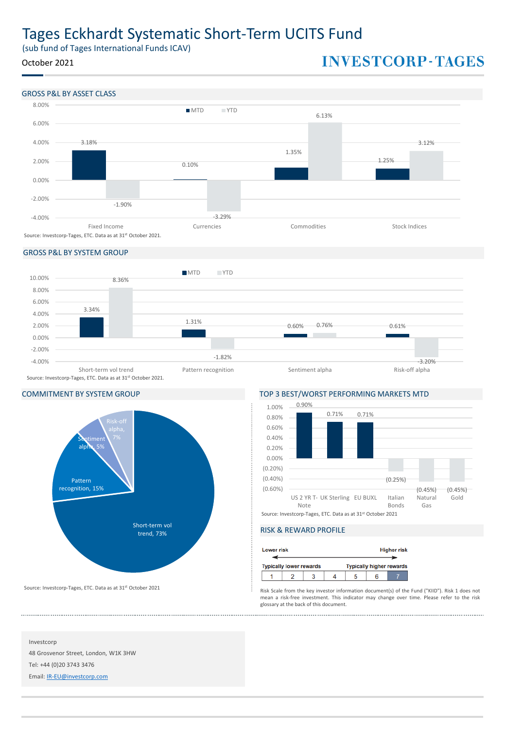# Tages Eckhardt Systematic Short-Term UCITS Fund

(sub fund of Tages International Funds ICAV)

October 2021

INVESTCORP-TAGES

## GROSS P&L BY ASSET CLASS

| Asset Class | MTD | YTD |
|---|---|---|
| Fixed Income | 3.18% | -1.90% |
| Currencies | 0.10% | -3.29% |
| Commodities | 1.35% | 6.13% |
| Stock Indices | 1.25% | 3.12% |

Source: Investcorp-Tages, ETC. Data as at 31st October 2021.

## GROSS P&L BY SYSTEM GROUP

| System Group | MTD | YTD |
|---|---|---|
| Short-term vol trend | 3.34% | 8.36% |
| Pattern recognition | 1.31% | -1.82% |
| Sentiment alpha | 0.60% | 0.76% |
| Risk-off alpha | 0.61% | -3.20% |

Source: Investcorp-Tages, ETC. Data as at 31st October 2021.

## COMMITMENT BY SYSTEM GROUP

| System Group | Commitment |
|---|---|
| Short-term vol trend | 73% |
| Pattern recognition | 15% |
| Sentiment alpha | 5% |
| Risk-off alpha | 7% |

Source: Investcorp-Tages, ETC. Data as at 31st October 2021

## TOP 3 BEST/WORST PERFORMING MARKETS MTD

| Market | MTD |
|---|---|
| US 2 YR T-Note | 0.90% |
| UK Sterling | 0.71% |
| EU BUXL | 0.71% |
| Italian Bonds | (0.25%) |
| Natural Gas | (0.45%) |
| Gold | (0.45%) |

Source: Investcorp-Tages, ETC. Data as at 31st October 2021

## RISK & REWARD PROFILE

| Lower risk | | | | | | Higher risk |
|---|---|---|---|---|---|---|
| Typically lower rewards | | | | | | Typically higher rewards |
| 1 | 2 | 3 | 4 | 5 | 6 | **7** |

Risk Scale from the key investor information document(s) of the Fund ("KIID"). Risk 1 does not mean a risk-free investment. This indicator may change over time. Please refer to the risk glossary at the back of this document.

Investcorp

48 Grosvenor Street, London, W1K 3HW

Tel: +44 (0)20 3743 3476

Email: IR-EU@investcorp.com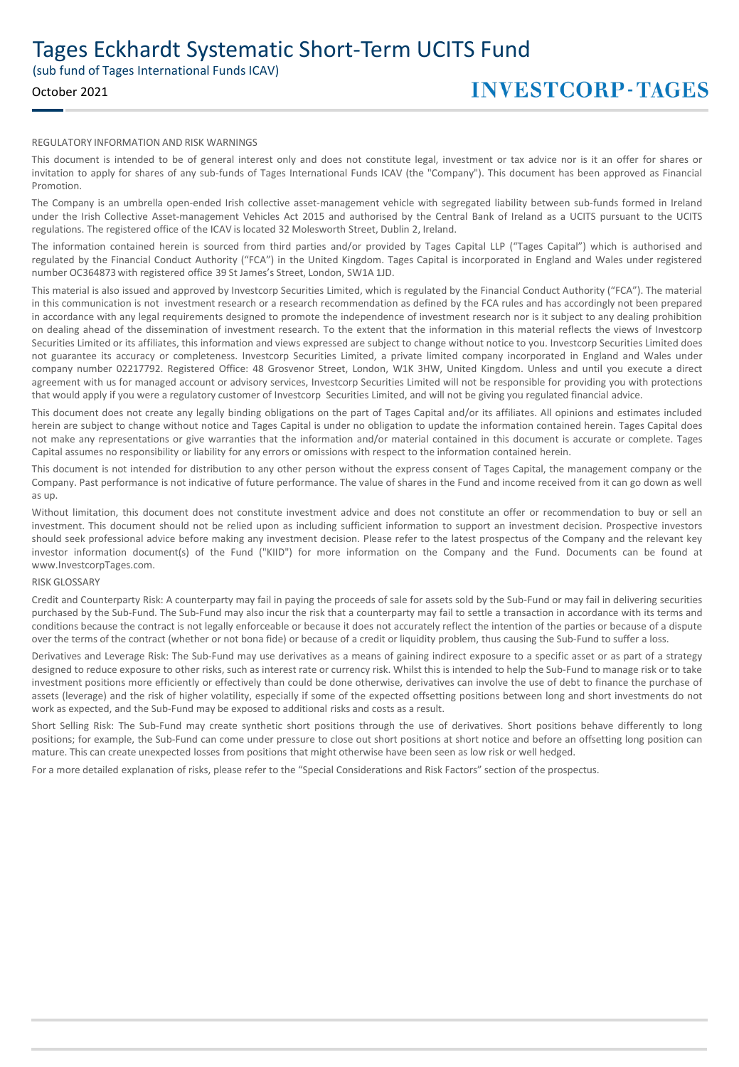# Tages Eckhardt Systematic Short-Term UCITS Fund

(sub fund of Tages International Funds ICAV)

October 2021

**INVESTCORP-TAGES**

REGULATORY INFORMATION AND RISK WARNINGS

This document is intended to be of general interest only and does not constitute legal, investment or tax advice nor is it an offer for shares or invitation to apply for shares of any sub-funds of Tages International Funds ICAV (the "Company"). This document has been approved as Financial Promotion.

The Company is an umbrella open-ended Irish collective asset-management vehicle with segregated liability between sub-funds formed in Ireland under the Irish Collective Asset-management Vehicles Act 2015 and authorised by the Central Bank of Ireland as a UCITS pursuant to the UCITS regulations. The registered office of the ICAV is located 32 Molesworth Street, Dublin 2, Ireland.

The information contained herein is sourced from third parties and/or provided by Tages Capital LLP ("Tages Capital") which is authorised and regulated by the Financial Conduct Authority ("FCA") in the United Kingdom. Tages Capital is incorporated in England and Wales under registered number OC364873 with registered office 39 St James's Street, London, SW1A 1JD.

This material is also issued and approved by Investcorp Securities Limited, which is regulated by the Financial Conduct Authority ("FCA"). The material in this communication is not investment research or a research recommendation as defined by the FCA rules and has accordingly not been prepared in accordance with any legal requirements designed to promote the independence of investment research nor is it subject to any dealing prohibition on dealing ahead of the dissemination of investment research. To the extent that the information in this material reflects the views of Investcorp Securities Limited or its affiliates, this information and views expressed are subject to change without notice to you. Investcorp Securities Limited does not guarantee its accuracy or completeness. Investcorp Securities Limited, a private limited company incorporated in England and Wales under company number 02217792. Registered Office: 48 Grosvenor Street, London, W1K 3HW, United Kingdom. Unless and until you execute a direct agreement with us for managed account or advisory services, Investcorp Securities Limited will not be responsible for providing you with protections that would apply if you were a regulatory customer of Investcorp Securities Limited, and will not be giving you regulated financial advice.

This document does not create any legally binding obligations on the part of Tages Capital and/or its affiliates. All opinions and estimates included herein are subject to change without notice and Tages Capital is under no obligation to update the information contained herein. Tages Capital does not make any representations or give warranties that the information and/or material contained in this document is accurate or complete. Tages Capital assumes no responsibility or liability for any errors or omissions with respect to the information contained herein.

This document is not intended for distribution to any other person without the express consent of Tages Capital, the management company or the Company. Past performance is not indicative of future performance. The value of shares in the Fund and income received from it can go down as well as up.

Without limitation, this document does not constitute investment advice and does not constitute an offer or recommendation to buy or sell an investment. This document should not be relied upon as including sufficient information to support an investment decision. Prospective investors should seek professional advice before making any investment decision. Please refer to the latest prospectus of the Company and the relevant key investor information document(s) of the Fund ("KIID") for more information on the Company and the Fund. Documents can be found at www.InvestcorpTages.com.

RISK GLOSSARY

Credit and Counterparty Risk: A counterparty may fail in paying the proceeds of sale for assets sold by the Sub-Fund or may fail in delivering securities purchased by the Sub-Fund. The Sub-Fund may also incur the risk that a counterparty may fail to settle a transaction in accordance with its terms and conditions because the contract is not legally enforceable or because it does not accurately reflect the intention of the parties or because of a dispute over the terms of the contract (whether or not bona fide) or because of a credit or liquidity problem, thus causing the Sub-Fund to suffer a loss.

Derivatives and Leverage Risk: The Sub-Fund may use derivatives as a means of gaining indirect exposure to a specific asset or as part of a strategy designed to reduce exposure to other risks, such as interest rate or currency risk. Whilst this is intended to help the Sub-Fund to manage risk or to take investment positions more efficiently or effectively than could be done otherwise, derivatives can involve the use of debt to finance the purchase of assets (leverage) and the risk of higher volatility, especially if some of the expected offsetting positions between long and short investments do not work as expected, and the Sub-Fund may be exposed to additional risks and costs as a result.

Short Selling Risk: The Sub-Fund may create synthetic short positions through the use of derivatives. Short positions behave differently to long positions; for example, the Sub-Fund can come under pressure to close out short positions at short notice and before an offsetting long position can mature. This can create unexpected losses from positions that might otherwise have been seen as low risk or well hedged.

For a more detailed explanation of risks, please refer to the "Special Considerations and Risk Factors" section of the prospectus.